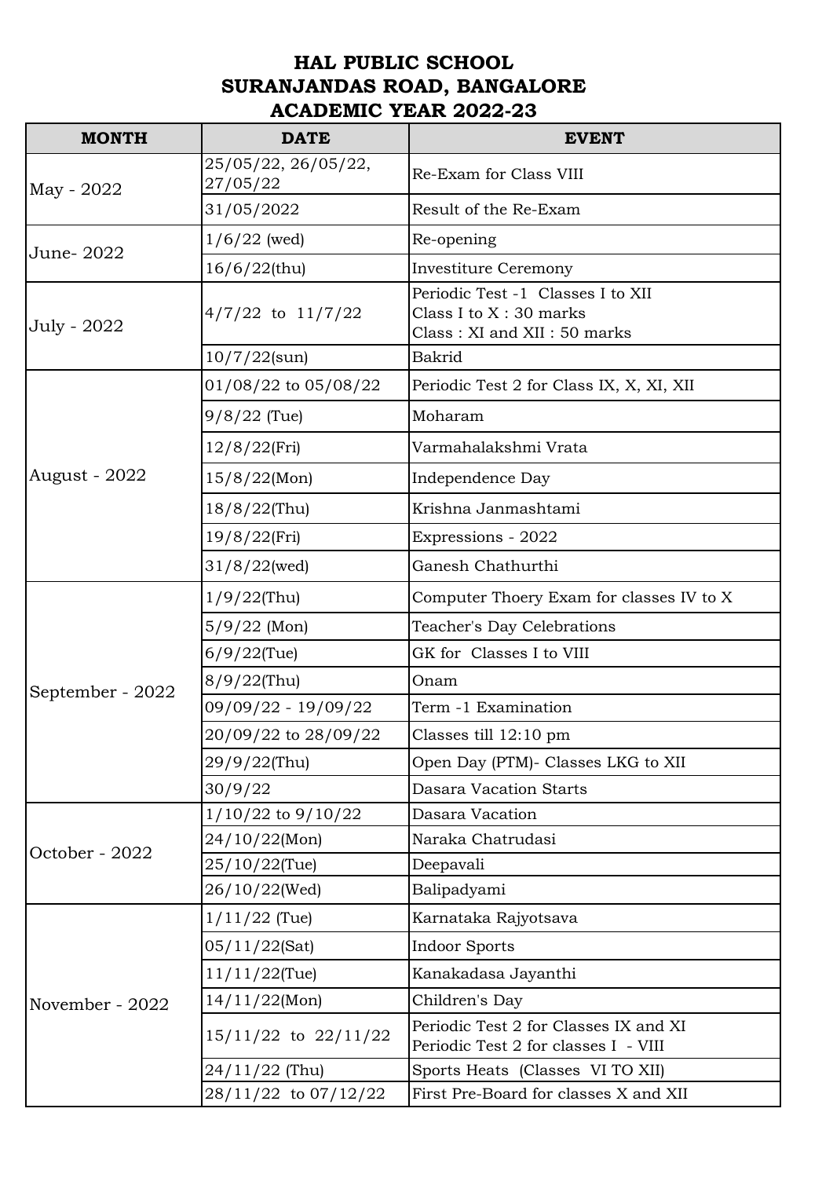# HAL PUBLIC SCHOOL
# SURANJANDAS ROAD, BANGALORE
# ACADEMIC YEAR 2022-23

| MONTH | DATE | EVENT |
|---|---|---|
| May - 2022 | 25/05/22, 26/05/22, 27/05/22 | Re-Exam for Class VIII |
| | 31/05/2022 | Result of the Re-Exam |
| June- 2022 | 1/6/22 (wed) | Re-opening |
| | 16/6/22(thu) | Investiture Ceremony |
| July - 2022 | 4/7/22 to 11/7/22 | Periodic Test -1 Classes I to XII<br>Class I to X : 30 marks<br>Class : XI and XII : 50 marks |
| | 10/7/22(sun) | Bakrid |
| August - 2022 | 01/08/22 to 05/08/22 | Periodic Test 2 for Class IX, X, XI, XII |
| | 9/8/22 (Tue) | Moharam |
| | 12/8/22(Fri) | Varmahalakshmi Vrata |
| | 15/8/22(Mon) | Independence Day |
| | 18/8/22(Thu) | Krishna Janmashtami |
| | 19/8/22(Fri) | Expressions - 2022 |
| | 31/8/22(wed) | Ganesh Chathurthi |
| September - 2022 | 1/9/22(Thu) | Computer Thoery Exam for classes IV to X |
| | 5/9/22 (Mon) | Teacher's Day Celebrations |
| | 6/9/22(Tue) | GK for Classes I to VIII |
| | 8/9/22(Thu) | Onam |
| | 09/09/22 - 19/09/22 | Term -1 Examination |
| | 20/09/22 to 28/09/22 | Classes till 12:10 pm |
| | 29/9/22(Thu) | Open Day (PTM)- Classes LKG to XII |
| | 30/9/22 | Dasara Vacation Starts |
| October - 2022 | 1/10/22 to 9/10/22 | Dasara Vacation |
| | 24/10/22(Mon) | Naraka Chatrudasi |
| | 25/10/22(Tue) | Deepavali |
| | 26/10/22(Wed) | Balipadyami |
| November - 2022 | 1/11/22 (Tue) | Karnataka Rajyotsava |
| | 05/11/22(Sat) | Indoor Sports |
| | 11/11/22(Tue) | Kanakadasa Jayanthi |
| | 14/11/22(Mon) | Children's Day |
| | 15/11/22 to 22/11/22 | Periodic Test 2 for Classes IX and XI<br>Periodic Test 2 for classes I - VIII |
| | 24/11/22 (Thu) | Sports Heats (Classes VI TO XII) |
| | 28/11/22 to 07/12/22 | First Pre-Board for classes X and XII |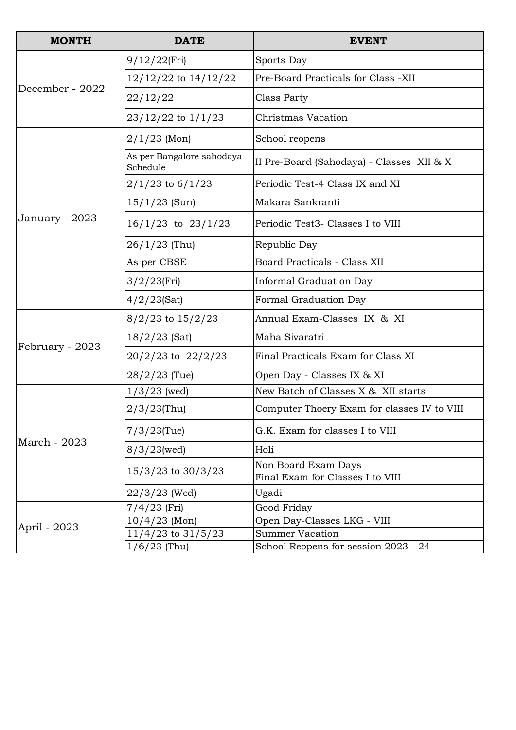| MONTH | DATE | EVENT |
|---|---|---|
| December - 2022 | 9/12/22(Fri) | Sports Day |
| | 12/12/22 to 14/12/22 | Pre-Board Practicals for Class -XII |
| | 22/12/22 | Class Party |
| | 23/12/22 to 1/1/23 | Christmas Vacation |
| January - 2023 | 2/1/23 (Mon) | School reopens |
| | As per Bangalore sahodaya Schedule | II Pre-Board (Sahodaya) - Classes XII & X |
| | 2/1/23 to 6/1/23 | Periodic Test-4 Class IX and XI |
| | 15/1/23 (Sun) | Makara Sankranti |
| | 16/1/23 to 23/1/23 | Periodic Test3- Classes I to VIII |
| | 26/1/23 (Thu) | Republic Day |
| | As per CBSE | Board Practicals - Class XII |
| | 3/2/23(Fri) | Informal Graduation Day |
| | 4/2/23(Sat) | Formal Graduation Day |
| February - 2023 | 8/2/23 to 15/2/23 | Annual Exam-Classes IX & XI |
| | 18/2/23 (Sat) | Maha Sivaratri |
| | 20/2/23 to 22/2/23 | Final Practicals Exam for Class XI |
| | 28/2/23 (Tue) | Open Day - Classes IX & XI |
| March - 2023 | 1/3/23 (wed) | New Batch of Classes X & XII starts |
| | 2/3/23(Thu) | Computer Thoery Exam for classes IV to VIII |
| | 7/3/23(Tue) | G.K. Exam for classes I to VIII |
| | 8/3/23(wed) | Holi |
| | 15/3/23 to 30/3/23 | Non Board Exam Days<br>Final Exam for Classes I to VIII |
| | 22/3/23 (Wed) | Ugadi |
| April - 2023 | 7/4/23 (Fri) | Good Friday |
| | 10/4/23 (Mon) | Open Day-Classes LKG - VIII |
| | 11/4/23 to 31/5/23 | Summer Vacation |
| | 1/6/23 (Thu) | School Reopens for session 2023 - 24 |